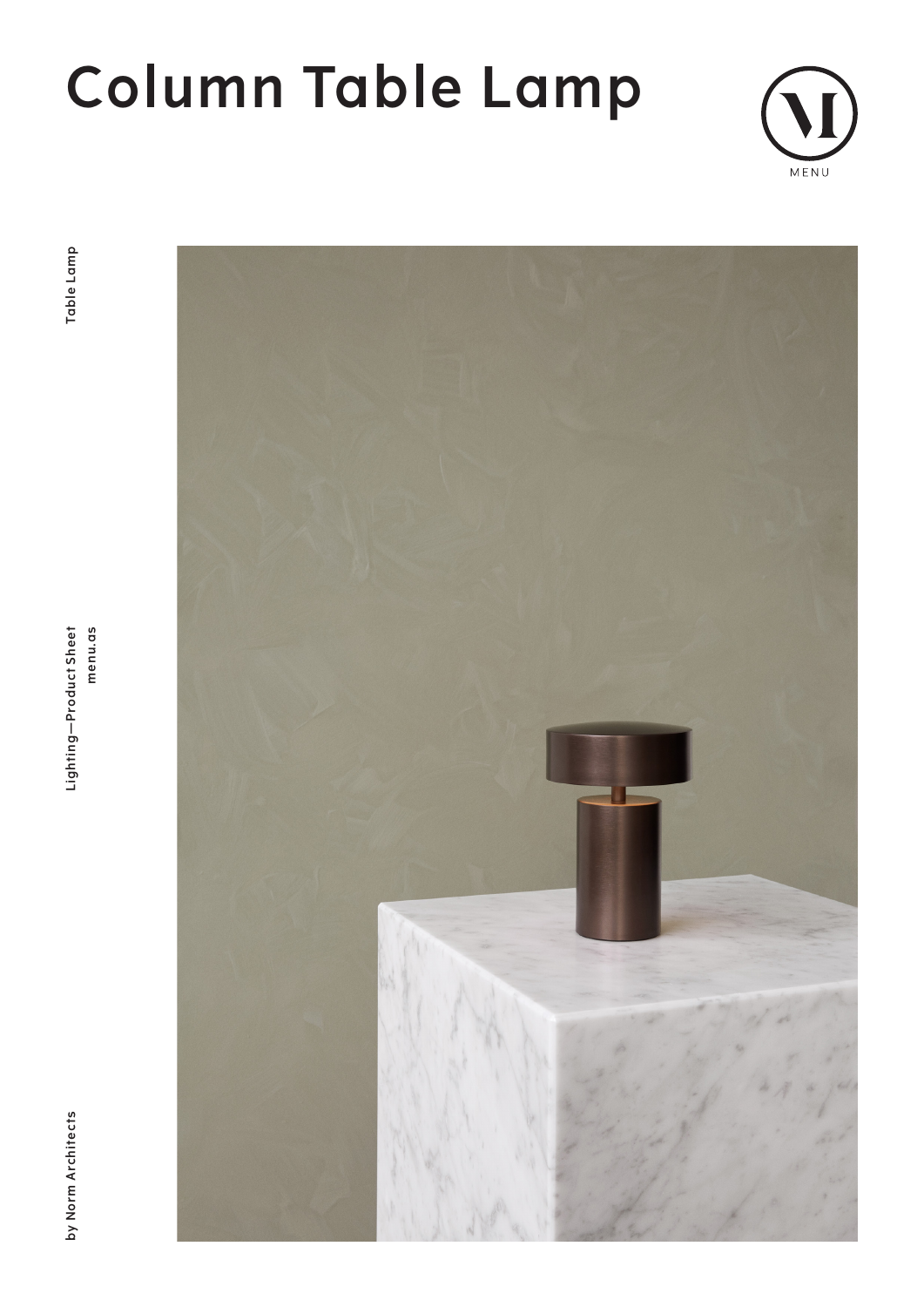# Column Table Lamp

MENU

Table Lamp

Lighting—Product Sheet
menu.as

by Norm Architects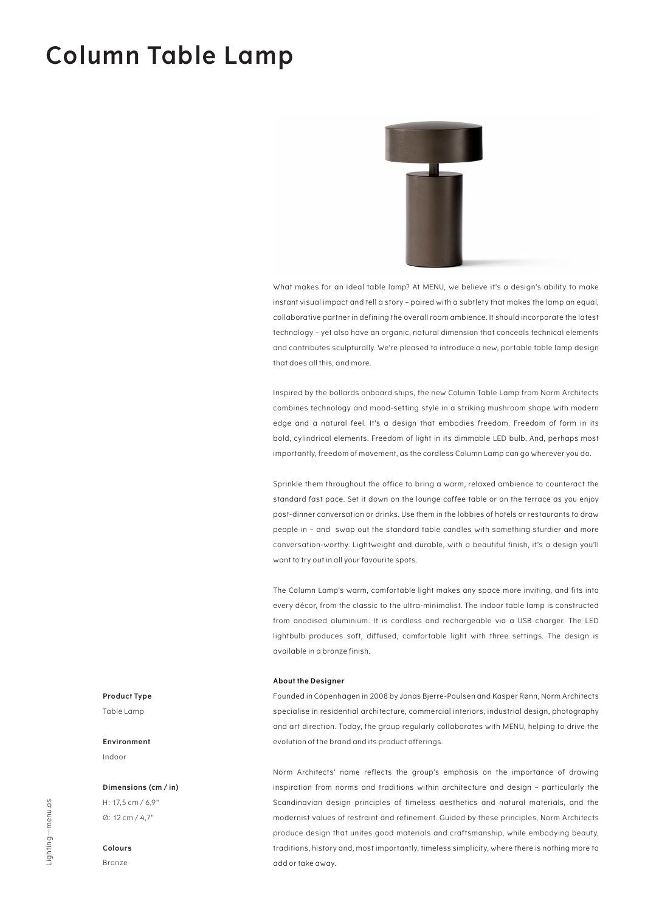# Column Table Lamp

What makes for an ideal table lamp? At MENU, we believe it's a design's ability to make instant visual impact and tell a story – paired with a subtlety that makes the lamp an equal, collaborative partner in defining the overall room ambience. It should incorporate the latest technology – yet also have an organic, natural dimension that conceals technical elements and contributes sculpturally. We're pleased to introduce a new, portable table lamp design that does all this, and more.

Inspired by the bollards onboard ships, the new Column Table Lamp from Norm Architects combines technology and mood-setting style in a striking mushroom shape with modern edge and a natural feel. It's a design that embodies freedom. Freedom of form in its bold, cylindrical elements. Freedom of light in its dimmable LED bulb. And, perhaps most importantly, freedom of movement, as the cordless Column Lamp can go wherever you do.

Sprinkle them throughout the office to bring a warm, relaxed ambience to counteract the standard fast pace. Set it down on the lounge coffee table or on the terrace as you enjoy post-dinner conversation or drinks. Use them in the lobbies of hotels or restaurants to draw people in – and swap out the standard table candles with something sturdier and more conversation-worthy. Lightweight and durable, with a beautiful finish, it's a design you'll want to try out in all your favourite spots.

The Column Lamp's warm, comfortable light makes any space more inviting, and fits into every décor, from the classic to the ultra-minimalist. The indoor table lamp is constructed from anodised aluminium. It is cordless and rechargeable via a USB charger. The LED lightbulb produces soft, diffused, comfortable light with three settings. The design is available in a bronze finish.

**About the Designer**

Founded in Copenhagen in 2008 by Jonas Bjerre-Poulsen and Kasper Rønn, Norm Architects specialise in residential architecture, commercial interiors, industrial design, photography and art direction. Today, the group regularly collaborates with MENU, helping to drive the evolution of the brand and its product offerings.

Norm Architects' name reflects the group's emphasis on the importance of drawing inspiration from norms and traditions within architecture and design – particularly the Scandinavian design principles of timeless aesthetics and natural materials, and the modernist values of restraint and refinement. Guided by these principles, Norm Architects produce design that unites good materials and craftsmanship, while embodying beauty, traditions, history and, most importantly, timeless simplicity, where there is nothing more to add or take away.

**Product Type**
Table Lamp

**Environment**
Indoor

**Dimensions (cm / in)**
H: 17,5 cm / 6,9"
Ø: 12 cm / 4,7"

**Colours**
Bronze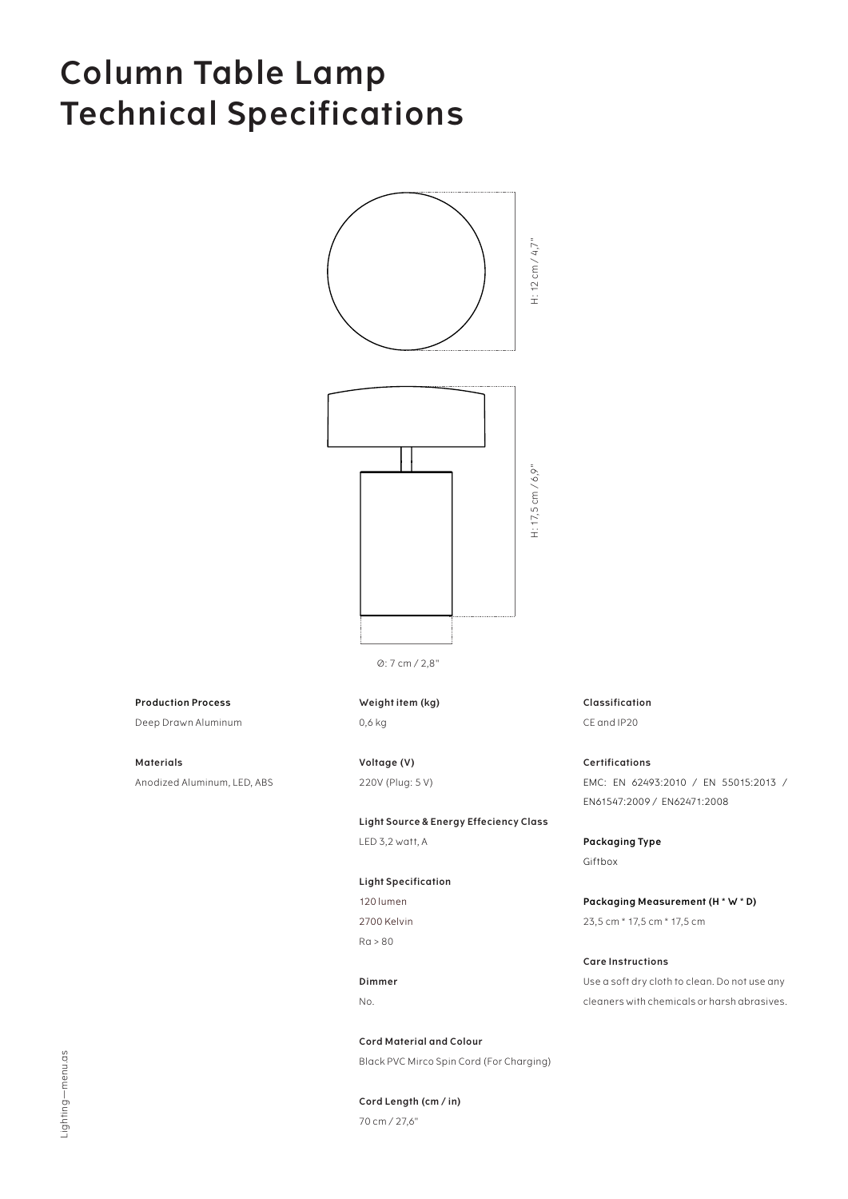# Column Table Lamp
# Technical Specifications

H: 12 cm / 4,7"

H: 17,5 cm / 6,9"

Ø: 7 cm / 2,8"

**Production Process**
Deep Drawn Aluminum

**Materials**
Anodized Aluminum, LED, ABS

**Weight item (kg)**
0,6 kg

**Voltage (V)**
220V (Plug: 5 V)

**Light Source & Energy Effeciency Class**
LED 3,2 watt, A

**Light Specification**
120 lumen
2700 Kelvin
Ra > 80

**Dimmer**
No.

**Cord Material and Colour**
Black PVC Mirco Spin Cord (For Charging)

**Cord Length (cm / in)**
70 cm / 27,6"

**Classification**
CE and IP20

**Certifications**
EMC: EN 62493:2010 / EN 55015:2013 / EN61547:2009 / EN62471:2008

**Packaging Type**
Giftbox

**Packaging Measurement (H * W * D)**
23,5 cm * 17,5 cm * 17,5 cm

**Care Instructions**
Use a soft dry cloth to clean. Do not use any cleaners with chemicals or harsh abrasives.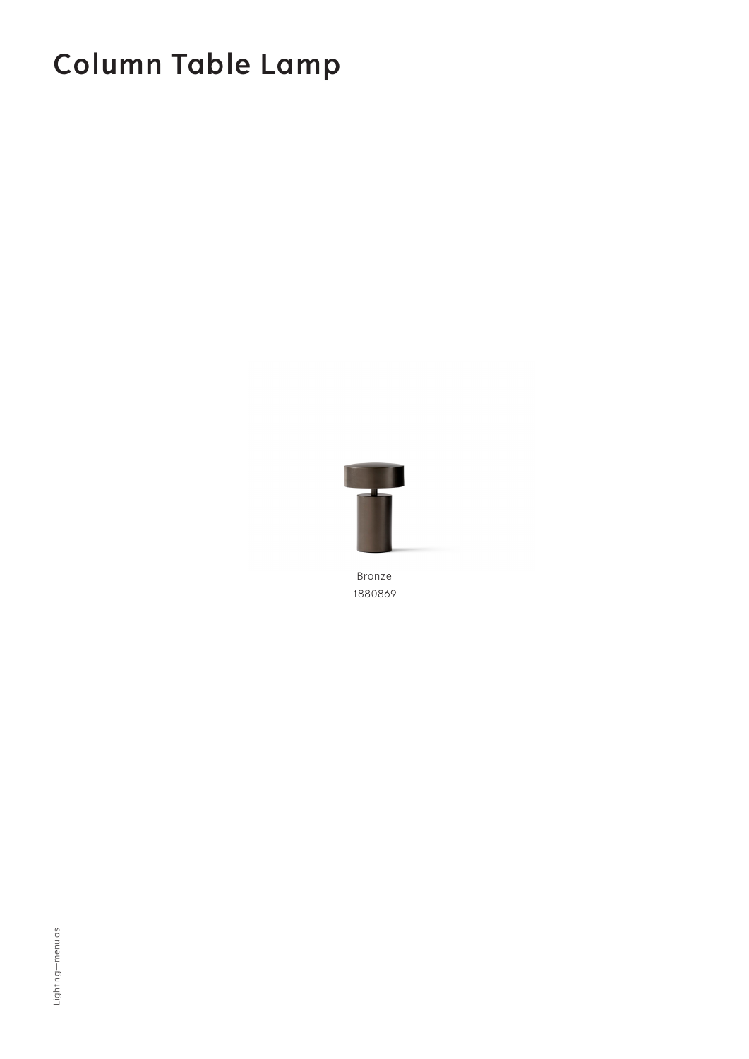# Column Table Lamp

Bronze
1880869